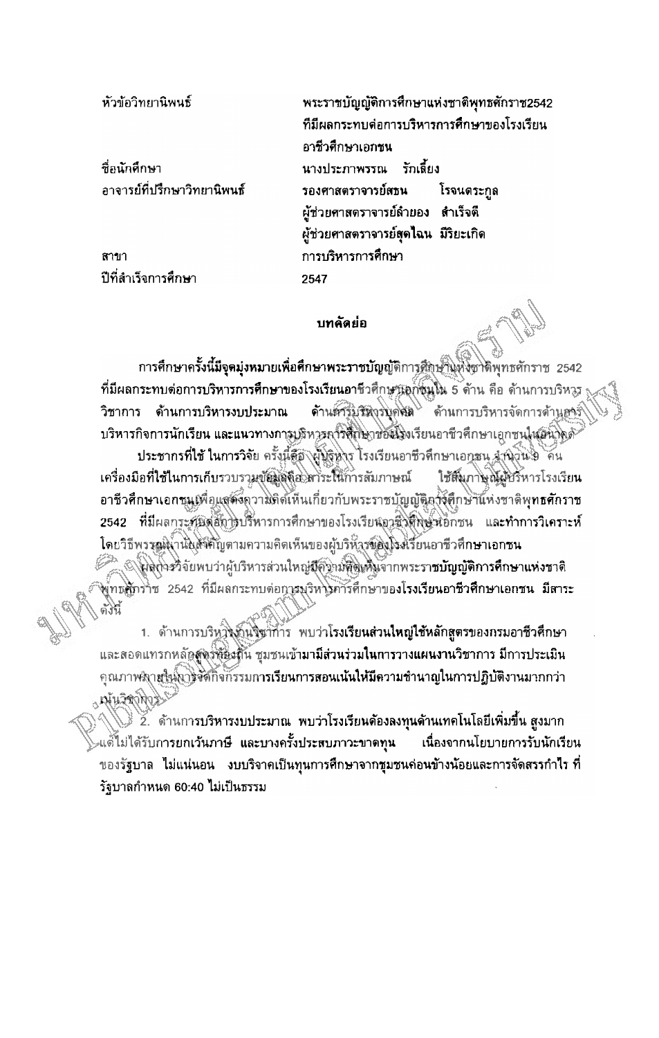| | |
|---|---|
| หัวข้อวิทยานิพนธ์ | พระราชบัญญัติการศึกษาแห่งชาติพุทธศักราช2542 ที่มีผลกระทบต่อการบริหารการศึกษาของโรงเรียนอาชีวศึกษาเอกชน |
| ชื่อนักศึกษา | นางประภาพรรณ รักเลี้ยง |
| อาจารย์ที่ปรึกษาวิทยานิพนธ์ | รองศาสตราจารย์สุชน โรจนตระกูล |
| | ผู้ช่วยศาสตราจารย์ลำยอง สำเร็จดี |
| | ผู้ช่วยศาสตราจารย์สุดไฉน มิริยะเกิด |
| สาขา | การบริหารการศึกษา |
| ปีที่สำเร็จการศึกษา | 2547 |

## บทคัดย่อ

การศึกษาครั้งนี้มีจุดมุ่งหมายเพื่อศึกษาพระราชบัญญัติการศึกษาแห่งชาติพุทธศักราช 2542 ที่มีผลกระทบต่อการบริหารการศึกษาของโรงเรียนอาชีวศึกษาเอกชนใน 5 ด้าน คือ ด้านการบริหารวิชาการ ด้านการบริหารงบประมาณ ด้านการบริหารบุคคล ด้านการบริหารจัดการด้านการบริหารกิจการนักเรียน และแนวทางการบริหารการศึกษาของโรงเรียนอาชีวศึกษาเอกชนในอนาคต

ประชากรที่ใช้ ในการวิจัย ครั้งนี้คือ ผู้บริหาร โรงเรียนอาชีวศึกษาเอกชน จำนวน 9 คน เครื่องมือที่ใช้ในการเก็บรวบรวมข้อมูลคือ สาระในการสัมภาษณ์ ใช้สัมภาษณ์ผู้บริหารโรงเรียนอาชีวศึกษาเอกชนเพื่อแสดงความคิดเห็นเกี่ยวกับพระราชบัญญัติการศึกษาแห่งชาติพุทธศักราช 2542 ที่มีผลกระทบต่อการบริหารการศึกษาของโรงเรียนอาชีวศึกษาเอกชน และทำการวิเคราะห์โดยวิธีพรรณนานัยสำคัญตามความคิดเห็นของผู้บริหารของโรงเรียนอาชีวศึกษาเอกชน

ผลการวิจัยพบว่าผู้บริหารส่วนใหญ่มีความคิดเห็นจากพระราชบัญญัติการศึกษาแห่งชาติพุทธศักราช 2542 ที่มีผลกระทบต่อการบริหารการศึกษาของโรงเรียนอาชีวศึกษาเอกชน มีสาระดังนี้

1. ด้านการบริหารงานวิชาการ พบว่าโรงเรียนส่วนใหญ่ใช้หลักสูตรของกรมอาชีวศึกษาและสอดแทรกหลักสูตรท้องถิ่น ชุมชนเข้ามามีส่วนร่วมในการวางแผนงานวิชาการ มีการประเมินคุณภาพภายในการจัดกิจกรรมการเรียนการสอนเน้นให้มีความชำนาญในการปฏิบัติงานมากกว่าเน้นวิชาการ

2. ด้านการบริหารงบประมาณ พบว่าโรงเรียนต้องลงทุนด้านเทคโนโลยีเพิ่มขึ้น สูงมากแต่ไม่ได้รับการยกเว้นภาษี และบางครั้งประสบภาวะขาดทุน เนื่องจากนโยบายการรับนักเรียนของรัฐบาล ไม่แน่นอน งบบริจาคเป็นทุนการศึกษาจากชุมชนค่อนข้างน้อยและการจัดสรรกำไร ที่รัฐบาลกำหนด 60:40 ไม่เป็นธรรม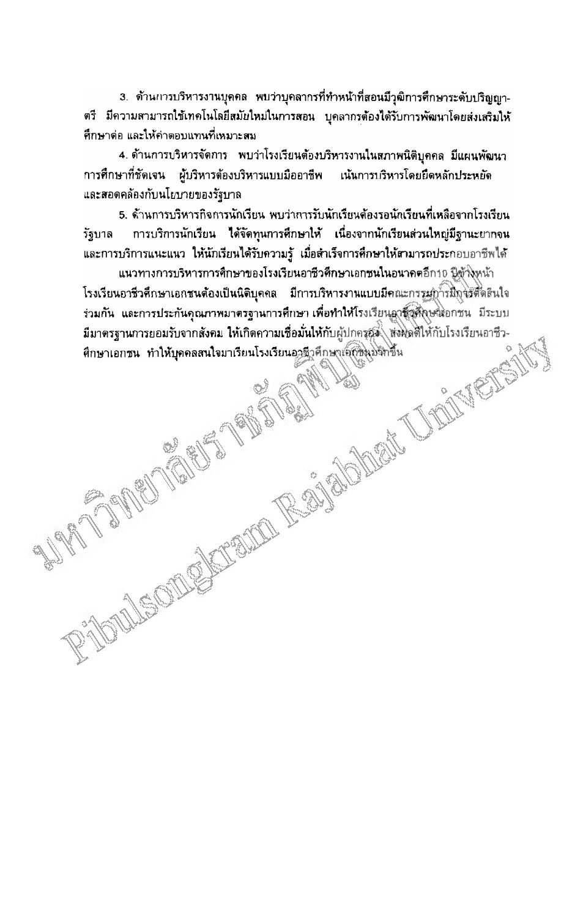3. ด้านการบริหารงานบุคคล พบว่าบุคลากรที่ทำหน้าที่สอนมีวุฒิการศึกษาระดับปริญญาตรี มีความสามารถใช้เทคโนโลยีสมัยใหม่ในการสอน บุคลากรต้องได้รับการพัฒนาโดยส่งเสริมให้ศึกษาต่อ และให้ค่าตอบแทนที่เหมาะสม

4. ด้านการบริหารจัดการ พบว่าโรงเรียนต้องบริหารงานในสภาพนิติบุคคล มีแผนพัฒนาการศึกษาที่ชัดเจน ผู้บริหารต้องบริหารแบบมืออาชีพ เน้นการบริหารโดยยึดหลักประหยัด และสอดคล้องกับนโยบายของรัฐบาล

5. ด้านการบริหารกิจการนักเรียน พบว่าการรับนักเรียนต้องรอนักเรียนที่เหลือจากโรงเรียนรัฐบาล การบริการนักเรียน ได้จัดทุนการศึกษาให้ เนื่องจากนักเรียนส่วนใหญ่มีฐานะยากจน และการบริการแนะแนว ให้นักเรียนได้รับความรู้ เมื่อสำเร็จการศึกษาให้สามารถประกอบอาชีพได้

แนวทางการบริหารการศึกษาของโรงเรียนอาชีวศึกษาเอกชนในอนาคตอีก10 ปีข้างหน้า โรงเรียนอาชีวศึกษาเอกชนต้องเป็นนิติบุคคล มีการบริหารงานแบบมีคณะกรรมการมีการตัดสินใจร่วมกัน และการประกันคุณภาพมาตรฐานการศึกษา เพื่อทำให้โรงเรียนอาชีวศึกษาเอกชน มีระบบมีมาตรฐานการยอมรับจากสังคม ให้เกิดความเชื่อมั่นให้กับผู้ปกครอง ส่งผลดีให้กับโรงเรียนอาชีวศึกษาเอกชน ทำให้บุคคลสนใจมาเรียนโรงเรียนอาชีวศึกษาเอกชนมากขึ้น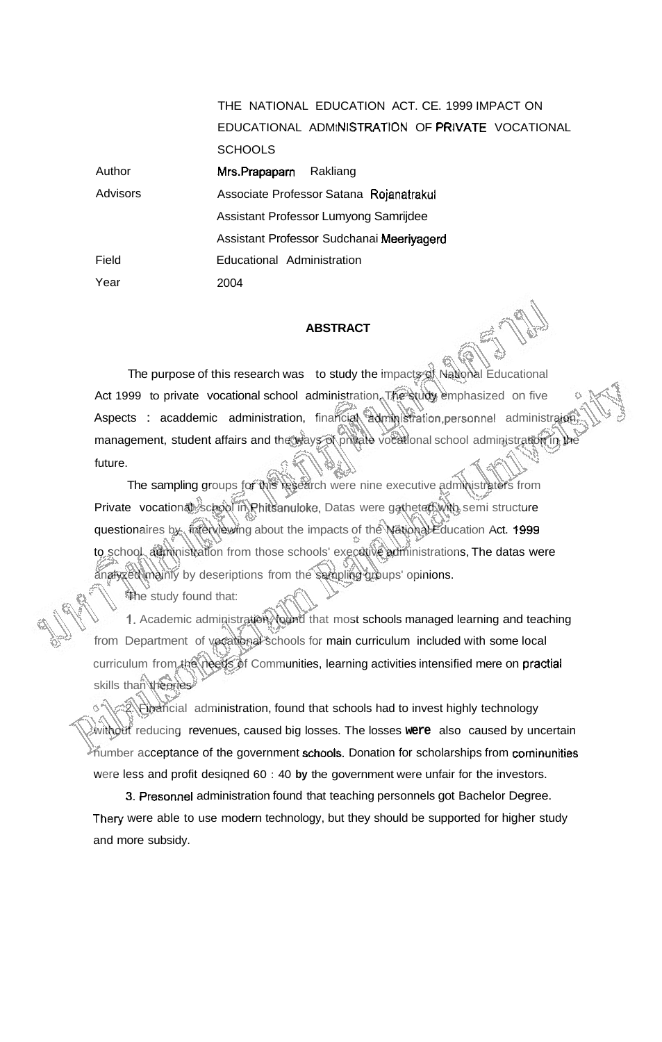THE NATIONAL EDUCATION ACT. CE. 1999 IMPACT ON EDUCATIONAL ADMINISTRATION OF PRIVATE VOCATIONAL SCHOOLS

| | |
|---|---|
| Author | Mrs.Prapaparn Rakliang |
| Advisors | Associate Professor Satana Rojanatrakul |
| | Assistant Professor Lumyong Samrijdee |
| | Assistant Professor Sudchanai Meeriyagerd |
| Field | Educational Administration |
| Year | 2004 |

## ABSTRACT

The purpose of this research was to study the impacts of National Educational Act 1999 to private vocational school administration. The study emphasized on five Aspects : acaddemic administration, financial administration,personnel administraion, management, student affairs and the ways of private vocational school administration in the future.

The sampling groups for this research were nine executive administrators from Private vocational school in Phitsanuloke, Datas were gatheted with semi structure questionaires by interviewing about the impacts of the National Education Act. 1999 to school administration from those schools' executive administrations, The datas were analyzed mainly by deseriptions from the sampling groups' opinions.

The study found that:

1. Academic administration, found that most schools managed learning and teaching from Department of vocational schools for main curriculum included with some local curriculum from the needs of Communities, learning activities intensified mere on practial skills than theories.

2. Financial administration, found that schools had to invest highly technology without reducing revenues, caused big losses. The losses were also caused by uncertain number acceptance of the government schools. Donation for scholarships from cominunities were less and profit desiqned 60 : 40 by the government were unfair for the investors.

3. Presonnel administration found that teaching personnels got Bachelor Degree. Thery were able to use modern technology, but they should be supported for higher study and more subsidy.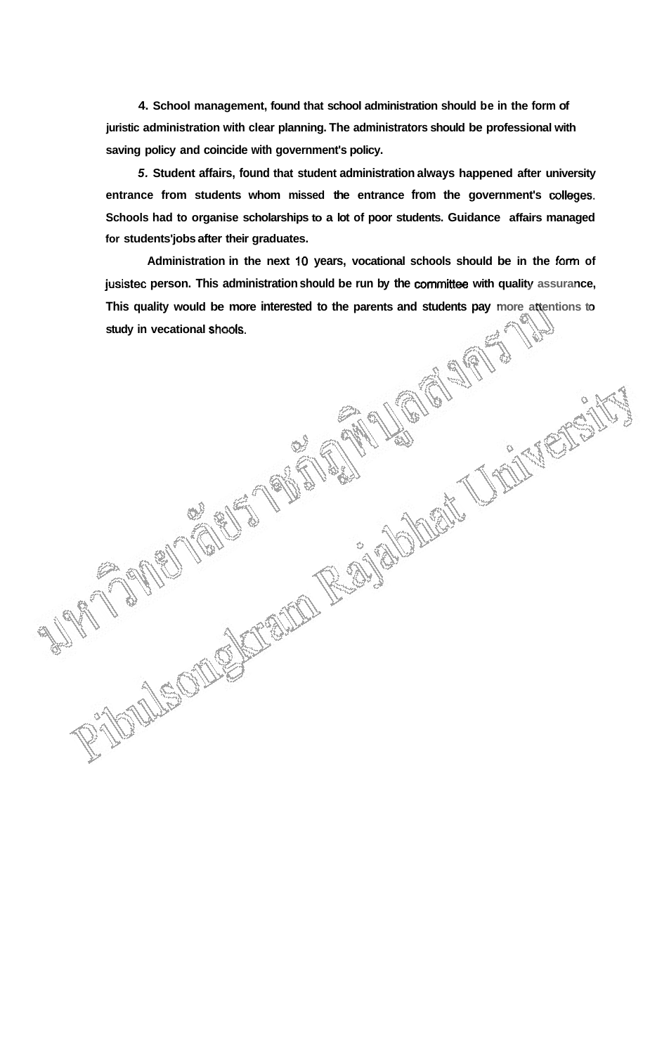**4. School management, found that school administration should be in the form of juristic administration with clear planning. The administrators should be professional with saving policy and coincide with government's policy.**

***5*. Student affairs, found that student administration always happened after university entrance from students whom missed the entrance from the government's colleges. Schools had to organise scholarships to a lot of poor students. Guidance affairs managed for students'jobs after their graduates.**

**Administration in the next 10 years, vocational schools should be in the form of jusistec person. This administration should be run by the committee with quality assurance, This quality would be more interested to the parents and students pay more attentions to study in vecational shools.**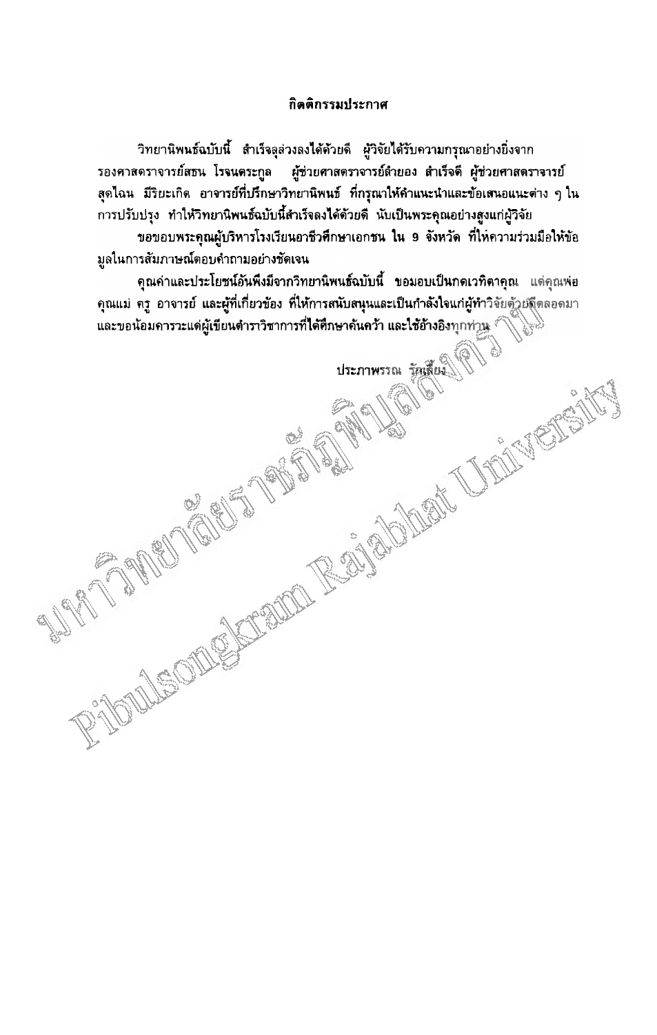## กิตติกรรมประกาศ

วิทยานิพนธ์ฉบับนี้ สำเร็จลุล่วงลงได้ด้วยดี ผู้วิจัยได้รับความกรุณาอย่างยิ่งจาก รองศาสตราจารย์สธน โรจนตระกูล ผู้ช่วยศาสตราจารย์ลำยอง สำเร็จดี ผู้ช่วยศาสตราจารย์สุดใฉน มีริยะเกิด อาจารย์ที่ปรึกษาวิทยานิพนธ์ ที่กรุณาให้คำแนะนำและข้อเสนอแนะต่าง ๆ ในการปรับปรุง ทำให้วิทยานิพนธ์ฉบับนี้สำเร็จลงได้ด้วยดี นับเป็นพระคุณอย่างสูงแก่ผู้วิจัย

ขอขอบพระคุณผู้บริหารโรงเรียนอาชีวศึกษาเอกชน ใน 9 จังหวัด ที่ให้ความร่วมมือให้ข้อมูลในการสัมภาษณ์ตอบคำถามอย่างชัดเจน

คุณค่าและประโยชน์อันพึงมีจากวิทยานิพนธ์ฉบับนี้ ขอมอบเป็นกตเวทิตาคุณ แด่คุณพ่อ คุณแม่ ครู อาจารย์ และผู้ที่เกี่ยวข้อง ที่ให้การสนับสนุนและเป็นกำลังใจแก่ผู้ทำวิจัยด้วยดีตลอดมา และขอน้อมคารวะแด่ผู้เขียนตำราวิชาการที่ได้ศึกษาค้นคว้า และใช้อ้างอิงทุกท่าน

ประภาพรรณ รักเลี้ยง